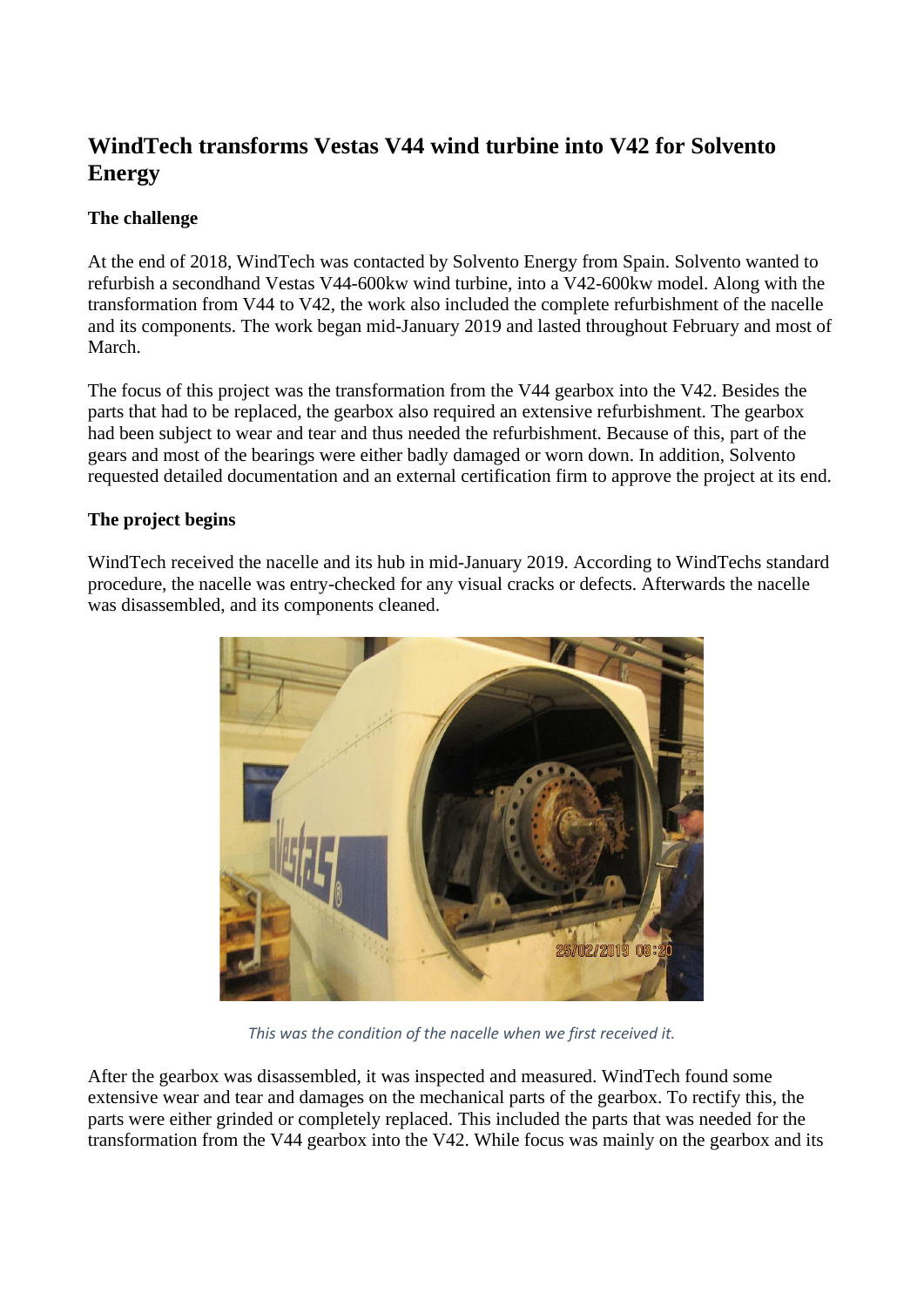# WindTech transforms Vestas V44 wind turbine into V42 for Solvento Energy

### The challenge

At the end of 2018, WindTech was contacted by Solvento Energy from Spain. Solvento wanted to refurbish a secondhand Vestas V44-600kw wind turbine, into a V42-600kw model. Along with the transformation from V44 to V42, the work also included the complete refurbishment of the nacelle and its components. The work began mid-January 2019 and lasted throughout February and most of March.

The focus of this project was the transformation from the V44 gearbox into the V42. Besides the parts that had to be replaced, the gearbox also required an extensive refurbishment. The gearbox had been subject to wear and tear and thus needed the refurbishment. Because of this, part of the gears and most of the bearings were either badly damaged or worn down. In addition, Solvento requested detailed documentation and an external certification firm to approve the project at its end.

### The project begins

WindTech received the nacelle and its hub in mid-January 2019. According to WindTechs standard procedure, the nacelle was entry-checked for any visual cracks or defects. Afterwards the nacelle was disassembled, and its components cleaned.

*This was the condition of the nacelle when we first received it.*

After the gearbox was disassembled, it was inspected and measured. WindTech found some extensive wear and tear and damages on the mechanical parts of the gearbox. To rectify this, the parts were either grinded or completely replaced. This included the parts that was needed for the transformation from the V44 gearbox into the V42. While focus was mainly on the gearbox and its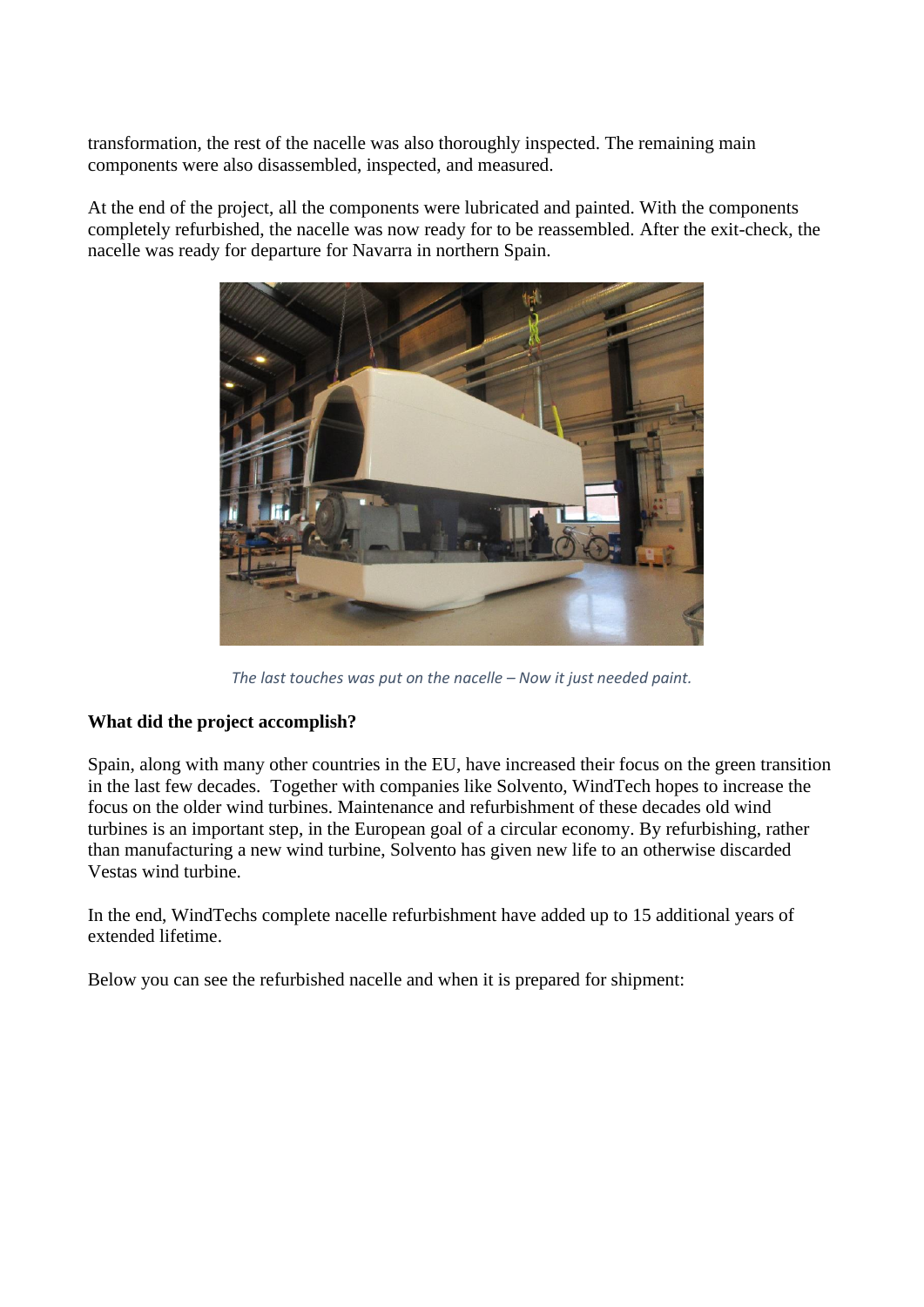transformation, the rest of the nacelle was also thoroughly inspected. The remaining main components were also disassembled, inspected, and measured.

At the end of the project, all the components were lubricated and painted. With the components completely refurbished, the nacelle was now ready for to be reassembled. After the exit-check, the nacelle was ready for departure for Navarra in northern Spain.

*The last touches was put on the nacelle – Now it just needed paint.*

**What did the project accomplish?**

Spain, along with many other countries in the EU, have increased their focus on the green transition in the last few decades. Together with companies like Solvento, WindTech hopes to increase the focus on the older wind turbines. Maintenance and refurbishment of these decades old wind turbines is an important step, in the European goal of a circular economy. By refurbishing, rather than manufacturing a new wind turbine, Solvento has given new life to an otherwise discarded Vestas wind turbine.

In the end, WindTechs complete nacelle refurbishment have added up to 15 additional years of extended lifetime.

Below you can see the refurbished nacelle and when it is prepared for shipment: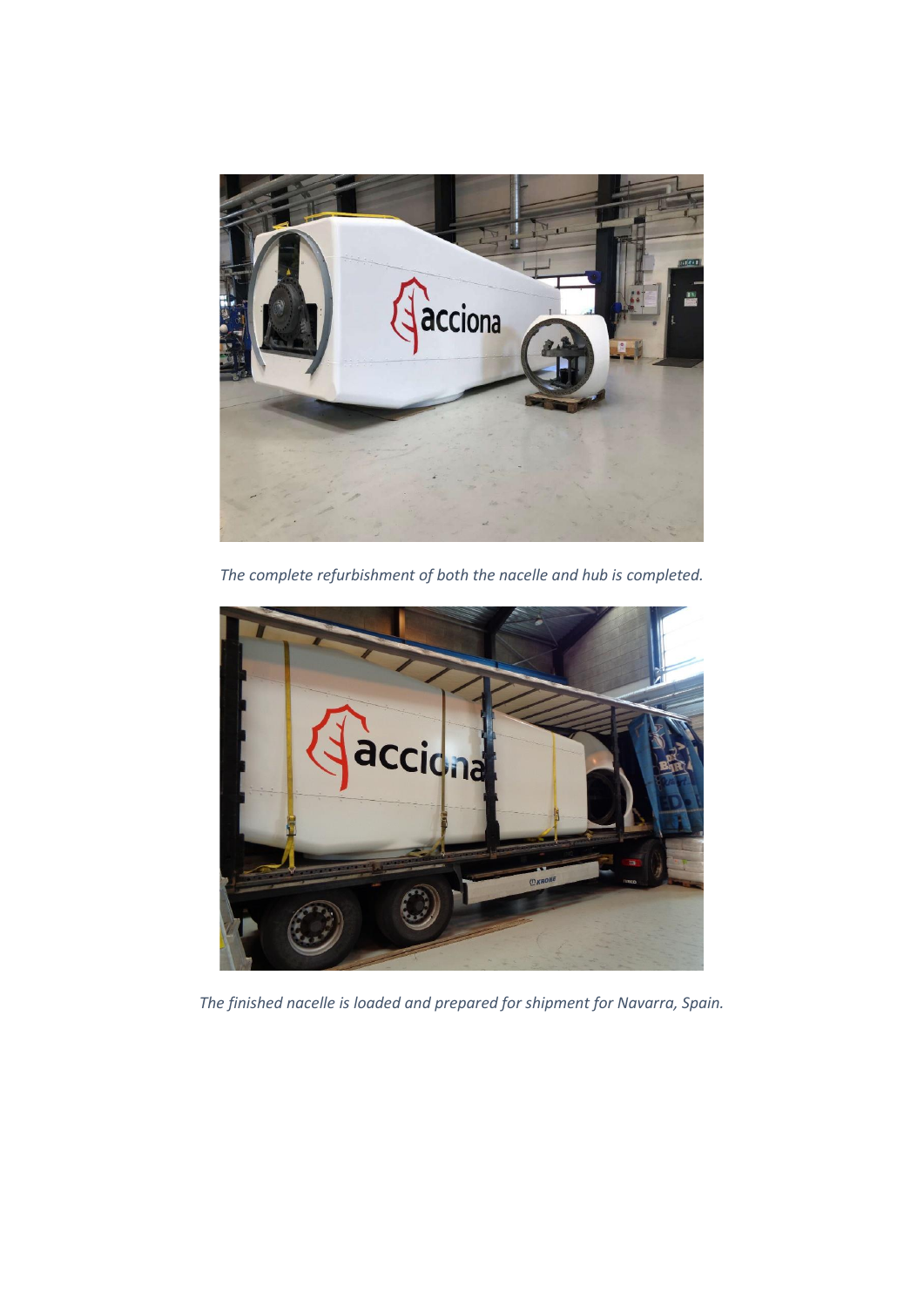*The complete refurbishment of both the nacelle and hub is completed.*

*The finished nacelle is loaded and prepared for shipment for Navarra, Spain.*